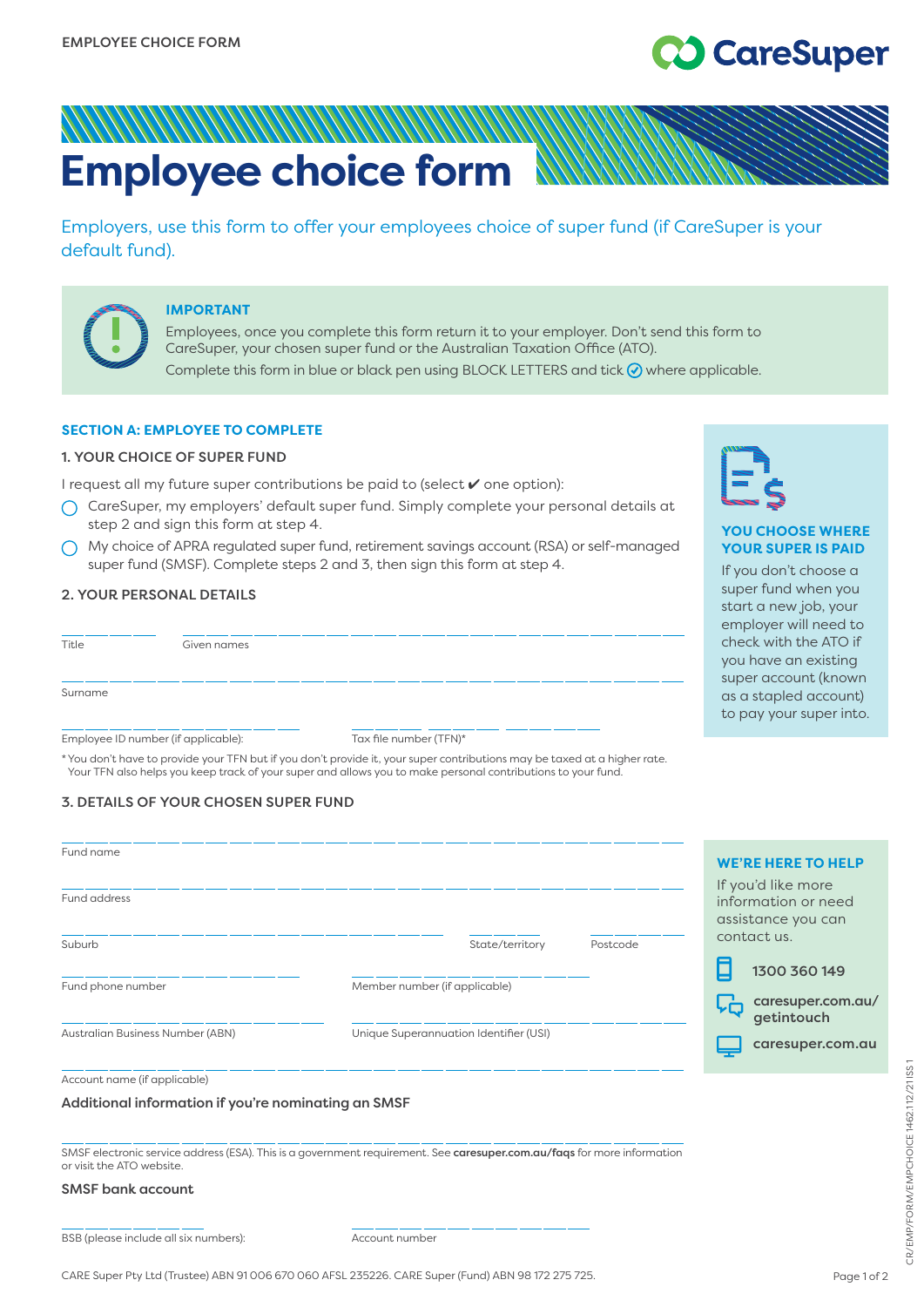EMPLOYEE CHOICE FORM

# Employee choice form

Employers, use this form to offer your employees choice of super fund (if CareSuper is your default fund).

**IMPORTANT**

Employees, once you complete this form return it to your employer. Don't send this form to CareSuper, your chosen super fund or the Australian Taxation Office (ATO).

Complete this form in blue or black pen using BLOCK LETTERS and tick ✓ where applicable.

## SECTION A: EMPLOYEE TO COMPLETE

### 1. YOUR CHOICE OF SUPER FUND

I request all my future super contributions be paid to (select ✔ one option):

- ◯ CareSuper, my employers' default super fund. Simply complete your personal details at step 2 and sign this form at step 4.
- ◯ My choice of APRA regulated super fund, retirement savings account (RSA) or self-managed super fund (SMSF). Complete steps 2 and 3, then sign this form at step 4.

### 2. YOUR PERSONAL DETAILS

Title ____________ Given names ______________________________

Surname ______________________________

Employee ID number (if applicable): ______________ Tax file number (TFN)* ______________

\* You don't have to provide your TFN but if you don't provide it, your super contributions may be taxed at a higher rate. Your TFN also helps you keep track of your super and allows you to make personal contributions to your fund.

### 3. DETAILS OF YOUR CHOSEN SUPER FUND

Fund name ______________________________

Fund address ______________________________

Suburb ______________ State/territory ________ Postcode ________

Fund phone number ______________ Member number (if applicable) ______________

Australian Business Number (ABN) ______________ Unique Superannuation Identifier (USI) ______________

Account name (if applicable) ______________________________

**Additional information if you're nominating an SMSF**

______________________________

SMSF electronic service address (ESA). This is a government requirement. See **caresuper.com.au/faqs** for more information or visit the ATO website.

**SMSF bank account**

BSB (please include all six numbers): ______________ Account number ______________

**YOU CHOOSE WHERE YOUR SUPER IS PAID**

If you don't choose a super fund when you start a new job, your employer will need to check with the ATO if you have an existing super account (known as a stapled account) to pay your super into.

**WE'RE HERE TO HELP**

If you'd like more information or need assistance you can contact us.

- **1300 360 149**
- **caresuper.com.au/getintouch**
- **caresuper.com.au**

CARE Super Pty Ltd (Trustee) ABN 91 006 670 060 AFSL 235226. CARE Super (Fund) ABN 98 172 275 725.

CR/EMP/FORM/EMPCHOICE 1462.1.12/21ISS 1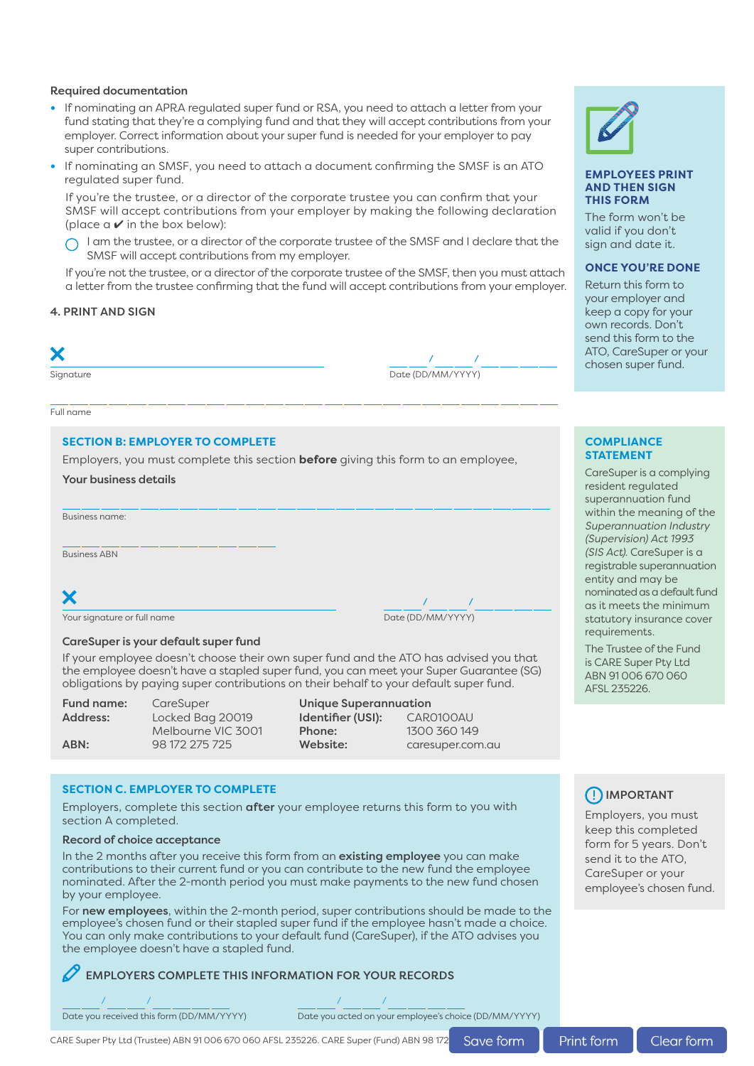**Required documentation**

- If nominating an APRA regulated super fund or RSA, you need to attach a letter from your fund stating that they're a complying fund and that they will accept contributions from your employer. Correct information about your super fund is needed for your employer to pay super contributions.
- If nominating an SMSF, you need to attach a document confirming the SMSF is an ATO regulated super fund.

  If you're the trustee, or a director of the corporate trustee you can confirm that your SMSF will accept contributions from your employer by making the following declaration (place a ✔ in the box below):

  ◯ I am the trustee, or a director of the corporate trustee of the SMSF and I declare that the SMSF will accept contributions from my employer.

  If you're not the trustee, or a director of the corporate trustee of the SMSF, then you must attach a letter from the trustee confirming that the fund will accept contributions from your employer.

### 4. PRINT AND SIGN

✕ ______________________ Signature

__ __ / __ __ / __ __ __ __ Date (DD/MM/YYYY)

______________________ Full name

**EMPLOYEES PRINT AND THEN SIGN THIS FORM**

The form won't be valid if you don't sign and date it.

**ONCE YOU'RE DONE**

Return this form to your employer and keep a copy for your own records. Don't send this form to the ATO, CareSuper or your chosen super fund.

## SECTION B: EMPLOYER TO COMPLETE

Employers, you must complete this section **before** giving this form to an employee,

**Your business details**

______________________ Business name:

______________________ Business ABN

✕ ______________________ Your signature or full name

__ __ / __ __ / __ __ __ __ Date (DD/MM/YYYY)

**CareSuper is your default super fund**

If your employee doesn't choose their own super fund and the ATO has advised you that the employee doesn't have a stapled super fund, you can meet your Super Guarantee (SG) obligations by paying super contributions on their behalf to your default super fund.

| | | | |
|---|---|---|---|
| **Fund name:** | CareSuper | **Unique Superannuation Identifier (USI):** | CAR0100AU |
| **Address:** | Locked Bag 20019 Melbourne VIC 3001 | **Phone:** | 1300 360 149 |
| **ABN:** | 98 172 275 725 | **Website:** | caresuper.com.au |

**COMPLIANCE STATEMENT**

CareSuper is a complying resident regulated superannuation fund within the meaning of the *Superannuation Industry (Supervision) Act 1993 (SIS Act)*. CareSuper is a registrable superannuation entity and may be nominated as a default fund as it meets the minimum statutory insurance cover requirements.

The Trustee of the Fund is CARE Super Pty Ltd ABN 91 006 670 060 AFSL 235226.

## SECTION C. EMPLOYER TO COMPLETE

Employers, complete this section **after** your employee returns this form to you with section A completed.

**Record of choice acceptance**

In the 2 months after you receive this form from an **existing employee** you can make contributions to their current fund or you can contribute to the new fund the employee nominated. After the 2-month period you must make payments to the new fund chosen by your employee.

For **new employees**, within the 2-month period, super contributions should be made to the employee's chosen fund or their stapled super fund if the employee hasn't made a choice. You can only make contributions to your default fund (CareSuper), if the ATO advises you the employee doesn't have a stapled fund.

**EMPLOYERS COMPLETE THIS INFORMATION FOR YOUR RECORDS**

__ __ / __ __ / __ __ __ __ Date you received this form (DD/MM/YYYY)

__ __ / __ __ / __ __ __ __ Date you acted on your employee's choice (DD/MM/YYYY)

**IMPORTANT**

Employers, you must keep this completed form for 5 years. Don't send it to the ATO, CareSuper or your employee's chosen fund.

CARE Super Pty Ltd (Trustee) ABN 91 006 670 060 AFSL 235226. CARE Super (Fund) ABN 98 172

Save form | Print form | Clear form